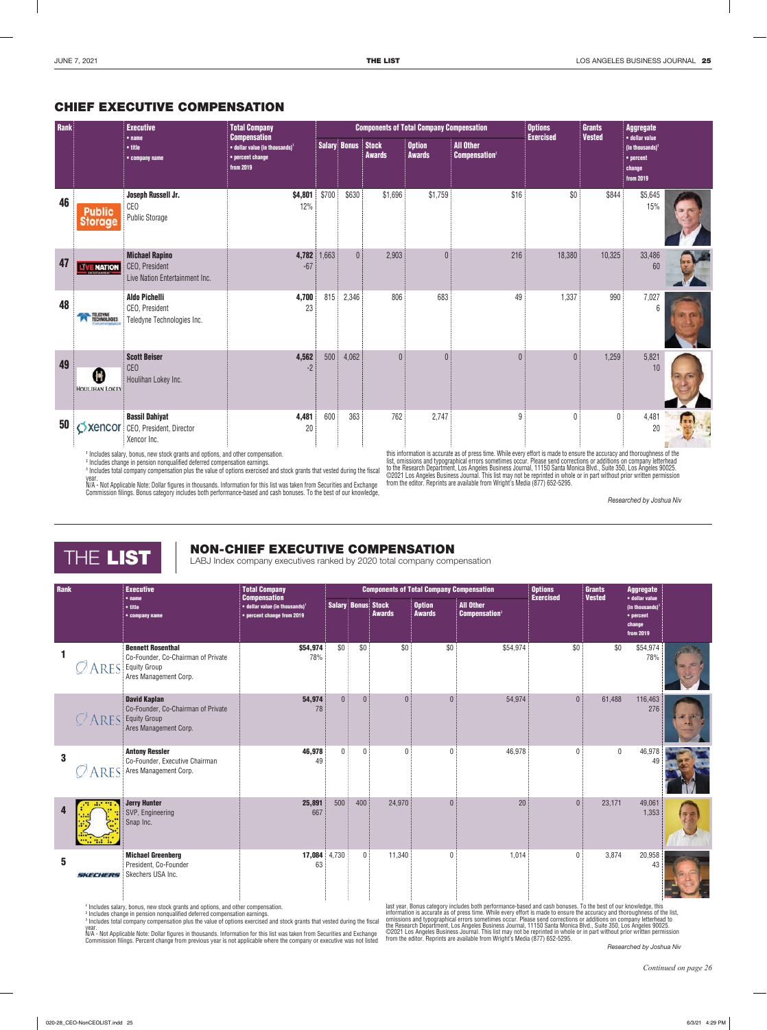## CHIEF EXECUTIVE COMPENSATION

| Rank | Executive • name • title • company name | Total Company Compensation • dollar value (in thousands)[1] • percent change from 2019 | Components of Total Company Compensation | | | | | Options Exercised | Grants Vested | Aggregate • dollar value (in thousands)[3] • percent change from 2019 |
|---|---|---|---|---|---|---|---|---|---|---|
| | | | Salary | Bonus | Stock Awards | Option Awards | All Other Compensation[2] | | | |
| 46 | **Joseph Russell Jr.** CEO Public Storage | **$4,801** 12% | $700 | $630 | $1,696 | $1,759 | $16 | $0 | $844 | $5,645 15% |
| 47 | **Michael Rapino** CEO, President Live Nation Entertainment Inc. | **4,782** -67 | 1,663 | 0 | 2,903 | 0 | 216 | 18,380 | 10,325 | 33,486 60 |
| 48 | **Aldo Pichelli** CEO, President Teledyne Technologies Inc. | **4,700** 23 | 815 | 2,346 | 806 | 683 | 49 | 1,337 | 990 | 7,027 6 |
| 49 | **Scott Beiser** CEO Houlihan Lokey Inc. | **4,562** -2 | 500 | 4,062 | 0 | 0 | 0 | 0 | 1,259 | 5,821 10 |
| 50 | **Bassil Dahiyat** CEO, President, Director Xencor Inc. | **4,481** 20 | 600 | 363 | 762 | 2,747 | 9 | 0 | 0 | 4,481 20 |

[1] Includes salary, bonus, new stock grants and options, and other compensation.
[2] Includes change in pension nonqualified deferred compensation earnings.
[3] Includes total company compensation plus the value of options exercised and stock grants that vested during the fiscal year.
N/A - Not Applicable Note: Dollar figures in thousands. Information for this list was taken from Securities and Exchange Commission filings. Bonus category includes both performance-based and cash bonuses. To the best of our knowledge, this information is accurate as of press time. While every effort is made to ensure the accuracy and thoroughness of the list, omissions and typographical errors sometimes occur. Please send corrections or additions on company letterhead to the Research Department, Los Angeles Business Journal, 11150 Santa Monica Blvd., Suite 350, Los Angeles 90025. ©2021 Los Angeles Business Journal. This list may not be reprinted in whole or in part without prior written permission from the editor. Reprints are available from Wright's Media (877) 652-5295.

*Researched by Joshua Niv*

# THE LIST

## NON-CHIEF EXECUTIVE COMPENSATION

LABJ Index company executives ranked by 2020 total company compensation

| Rank | Executive • name • title • company name | Total Company Compensation • dollar value (in thousands)[1] • percent change from 2019 | Components of Total Company Compensation | | | | | Options Exercised | Grants Vested | Aggregate • dollar value (in thousands)[3] • percent change from 2019 |
|---|---|---|---|---|---|---|---|---|---|---|
| | | | Salary | Bonus | Stock Awards | Option Awards | All Other Compensation[2] | | | |
| 1 | **Bennett Rosenthal** Co-Founder, Co-Chairman of Private Equity Group Ares Management Corp. | **$54,974** 78% | $0 | $0 | $0 | $0 | $54,974 | $0 | $0 | $54,974 78% |
| | **David Kaplan** Co-Founder, Co-Chairman of Private Equity Group Ares Management Corp. | **54,974** 78 | 0 | 0 | 0 | 0 | 54,974 | 0 | 61,488 | 116,463 276 |
| 3 | **Antony Ressler** Co-Founder, Executive Chairman Ares Management Corp. | **46,978** 49 | 0 | 0 | 0 | 0 | 46,978 | 0 | 0 | 46,978 49 |
| 4 | **Jerry Hunter** SVP, Engineering Snap Inc. | **25,891** 667 | 500 | 400 | 24,970 | 0 | 20 | 0 | 23,171 | 49,061 1,353 |
| 5 | **Michael Greenberg** President, Co-Founder Skechers USA Inc. | **17,084** 63 | 4,730 | 0 | 11,340 | 0 | 1,014 | 0 | 3,874 | 20,958 43 |

[1] Includes salary, bonus, new stock grants and options, and other compensation.
[2] Includes change in pension nonqualified deferred compensation earnings.
[3] Includes total company compensation plus the value of options exercised and stock grants that vested during the fiscal year.
N/A - Not Applicable Note: Dollar figures in thousands. Information for this list was taken from Securities and Exchange Commission filings. Percent change from previous year is not applicable where the company or executive was not listed last year. Bonus category includes both performance-based and cash bonuses. To the best of our knowledge, this information is accurate as of press time. While every effort is made to ensure the accuracy and thoroughness of the list, omissions and typographical errors sometimes occur. Please send corrections or additions on company letterhead to the Research Department, Los Angeles Business Journal, 11150 Santa Monica Blvd., Suite 350, Los Angeles 90025. ©2021 Los Angeles Business Journal. This list may not be reprinted in whole or in part without prior written permission from the editor. Reprints are available from Wright's Media (877) 652-5295.

*Researched by Joshua Niv*

*Continued on page 26*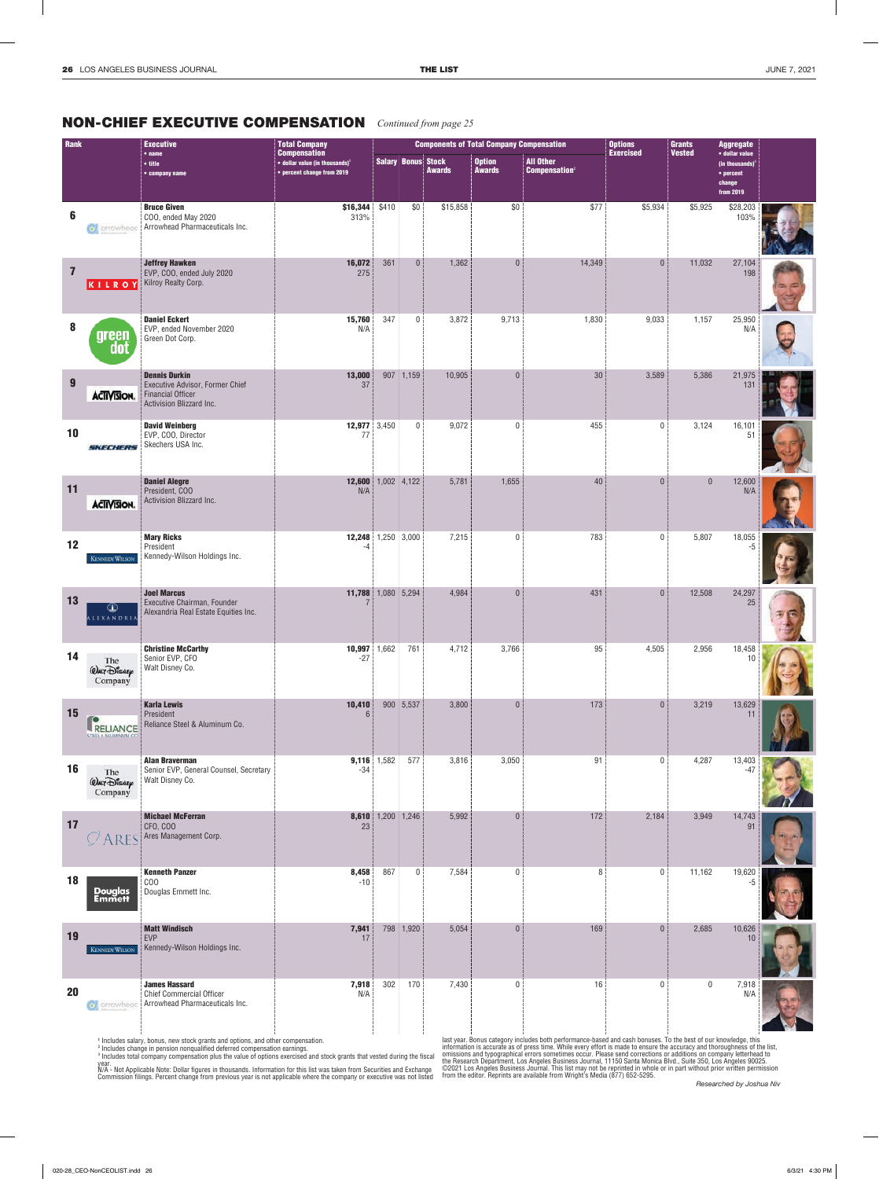## NON-CHIEF EXECUTIVE COMPENSATION *Continued from page 25*

| Rank | Executive • name • title • company name | Total Company Compensation • dollar value (in thousands)[1] • percent change from 2019 | Components of Total Company Compensation | | | | | Options Exercised | Grants Vested | Aggregate • dollar value (in thousands)[3] • percent change from 2019 |
|---|---|---|---|---|---|---|---|---|---|---|
| | | | Salary | Bonus | Stock Awards | Option Awards | All Other Compensation[2] | | | |
| 6 | **Bruce Given** COO, ended May 2020 Arrowhead Pharmaceuticals Inc. | **$16,344** 313% | $410 | $0 | $15,858 | $0 | $77 | $5,934 | $5,925 | $28,203 103% |
| 7 | **Jeffrey Hawken** EVP, COO, ended July 2020 Kilroy Realty Corp. | **16,072** 275 | 361 | 0 | 1,362 | 0 | 14,349 | 0 | 11,032 | 27,104 198 |
| 8 | **Daniel Eckert** EVP, ended November 2020 Green Dot Corp. | **15,760** N/A | 347 | 0 | 3,872 | 9,713 | 1,830 | 9,033 | 1,157 | 25,950 N/A |
| 9 | **Dennis Durkin** Executive Advisor, Former Chief Financial Officer Activision Blizzard Inc. | **13,000** 37 | 907 | 1,159 | 10,905 | 0 | 30 | 3,589 | 5,386 | 21,975 131 |
| 10 | **David Weinberg** EVP, COO, Director Skechers USA Inc. | **12,977** 77 | 3,450 | 0 | 9,072 | 0 | 455 | 0 | 3,124 | 16,101 51 |
| 11 | **Daniel Alegre** President, COO Activision Blizzard Inc. | **12,600** N/A | 1,002 | 4,122 | 5,781 | 1,655 | 40 | 0 | 0 | 12,600 N/A |
| 12 | **Mary Ricks** President Kennedy-Wilson Holdings Inc. | **12,248** -4 | 1,250 | 3,000 | 7,215 | 0 | 783 | 0 | 5,807 | 18,055 -5 |
| 13 | **Joel Marcus** Executive Chairman, Founder Alexandria Real Estate Equities Inc. | **11,788** 7 | 1,080 | 5,294 | 4,984 | 0 | 431 | 0 | 12,508 | 24,297 25 |
| 14 | **Christine McCarthy** Senior EVP, CFO Walt Disney Co. | **10,997** -27 | 1,662 | 761 | 4,712 | 3,766 | 95 | 4,505 | 2,956 | 18,458 10 |
| 15 | **Karla Lewis** President Reliance Steel & Aluminum Co. | **10,410** 6 | 900 | 5,537 | 3,800 | 0 | 173 | 0 | 3,219 | 13,629 11 |
| 16 | **Alan Braverman** Senior EVP, General Counsel, Secretary Walt Disney Co. | **9,116** -34 | 1,582 | 577 | 3,816 | 3,050 | 91 | 0 | 4,287 | 13,403 -47 |
| 17 | **Michael McFerran** CFO, COO Ares Management Corp. | **8,610** 23 | 1,200 | 1,246 | 5,992 | 0 | 172 | 2,184 | 3,949 | 14,743 91 |
| 18 | **Kenneth Panzer** COO Douglas Emmett Inc. | **8,458** -10 | 867 | 0 | 7,584 | 0 | 8 | 0 | 11,162 | 19,620 -5 |
| 19 | **Matt Windisch** EVP Kennedy-Wilson Holdings Inc. | **7,941** 17 | 798 | 1,920 | 5,054 | 0 | 169 | 0 | 2,685 | 10,626 10 |
| 20 | **James Hassard** Chief Commercial Officer Arrowhead Pharmaceuticals Inc. | **7,918** N/A | 302 | 170 | 7,430 | 0 | 16 | 0 | 0 | 7,918 N/A |

[1] Includes salary, bonus, new stock grants and options, and other compensation.
[2] Includes change in pension nonqualified deferred compensation earnings.
[3] Includes total company compensation plus the value of options exercised and stock grants that vested during the fiscal year.
N/A - Not Applicable Note: Dollar figures in thousands. Information for this list was taken from Securities and Exchange Commission filings. Percent change from previous year is not applicable where the company or executive was not listed last year. Bonus category includes both performance-based and cash bonuses. To the best of our knowledge, this information is accurate as of press time. While every effort is made to ensure the accuracy and thoroughness of the list, omissions and typographical errors sometimes occur. Please send corrections or additions on company letterhead to the Research Department, Los Angeles Business Journal, 11150 Santa Monica Blvd., Suite 350, Los Angeles 90025. ©2021 Los Angeles Business Journal. This list may not be reprinted in whole or in part without prior written permission from the editor. Reprints are available from Wright's Media (877) 652-5295.

*Researched by Joshua Niv*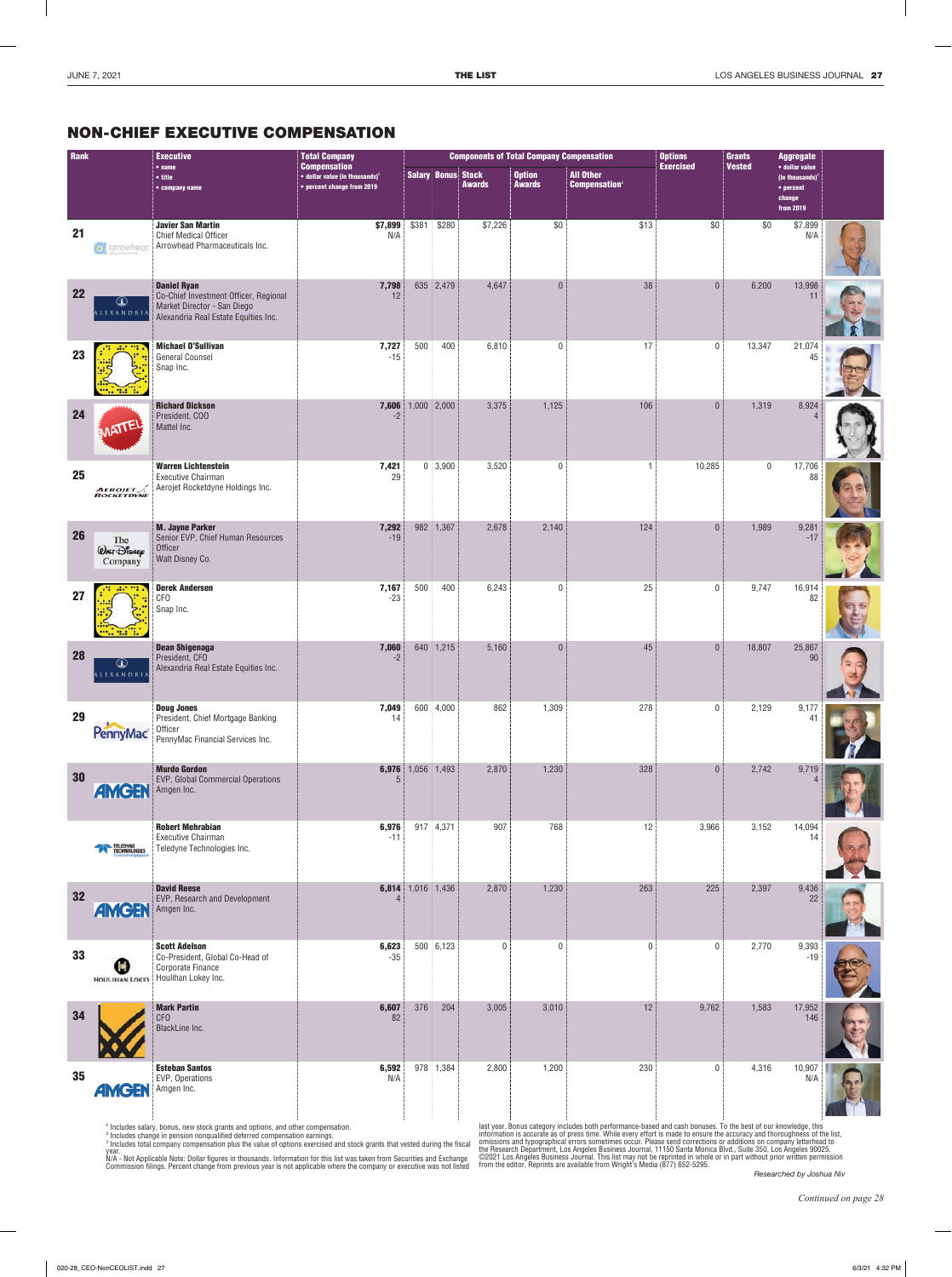## NON-CHIEF EXECUTIVE COMPENSATION

| Rank | Executive • name • title • company name | Total Company Compensation • dollar value (in thousands)[1] • percent change from 2019 | Components of Total Company Compensation | | | | | Options Exercised | Grants Vested | Aggregate • dollar value (in thousands)[3] • percent change from 2019 |
|---|---|---|---|---|---|---|---|---|---|---|
| | | | Salary | Bonus | Stock Awards | Option Awards | All Other Compensation[2] | | | |
| 21 | **Javier San Martin** Chief Medical Officer Arrowhead Pharmaceuticals Inc. | **$7,899** N/A | $381 | $280 | $7,226 | $0 | $13 | $0 | $0 | $7,899 N/A |
| 22 | **Daniel Ryan** Co-Chief Investment Officer, Regional Market Director - San Diego Alexandria Real Estate Equities Inc. | **7,798** 12 | 635 | 2,479 | 4,647 | 0 | 38 | 0 | 6,200 | 13,998 11 |
| 23 | **Michael O'Sullivan** General Counsel Snap Inc. | **7,727** -15 | 500 | 400 | 6,810 | 0 | 17 | 0 | 13,347 | 21,074 45 |
| 24 | **Richard Dickson** President, COO Mattel Inc. | **7,606** -2 | 1,000 | 2,000 | 3,375 | 1,125 | 106 | 0 | 1,319 | 8,924 4 |
| 25 | **Warren Lichtenstein** Executive Chairman Aerojet Rocketdyne Holdings Inc. | **7,421** 29 | 0 | 3,900 | 3,520 | 0 | 1 | 10,285 | 0 | 17,706 88 |
| 26 | **M. Jayne Parker** Senior EVP, Chief Human Resources Officer Walt Disney Co. | **7,292** -19 | 982 | 1,367 | 2,678 | 2,140 | 124 | 0 | 1,989 | 9,281 -17 |
| 27 | **Derek Andersen** CFO Snap Inc. | **7,167** -23 | 500 | 400 | 6,243 | 0 | 25 | 0 | 9,747 | 16,914 82 |
| 28 | **Dean Shigenaga** President, CFO Alexandria Real Estate Equities Inc. | **7,060** -2 | 640 | 1,215 | 5,160 | 0 | 45 | 0 | 18,807 | 25,867 90 |
| 29 | **Doug Jones** President, Chief Mortgage Banking Officer PennyMac Financial Services Inc. | **7,049** 14 | 600 | 4,000 | 862 | 1,309 | 278 | 0 | 2,129 | 9,177 41 |
| 30 | **Murdo Gordon** EVP, Global Commercial Operations Amgen Inc. | **6,976** 5 | 1,056 | 1,493 | 2,870 | 1,230 | 328 | 0 | 2,742 | 9,719 4 |
| | **Robert Mehrabian** Executive Chairman Teledyne Technologies Inc. | **6,976** -11 | 917 | 4,371 | 907 | 768 | 12 | 3,966 | 3,152 | 14,094 14 |
| 32 | **David Reese** EVP, Research and Development Amgen Inc. | **6,814** 4 | 1,016 | 1,436 | 2,870 | 1,230 | 263 | 225 | 2,397 | 9,436 22 |
| 33 | **Scott Adelson** Co-President, Global Co-Head of Corporate Finance Houlihan Lokey Inc. | **6,623** -35 | 500 | 6,123 | 0 | 0 | 0 | 0 | 2,770 | 9,393 -19 |
| 34 | **Mark Partin** CFO BlackLine Inc. | **6,607** 82 | 376 | 204 | 3,005 | 3,010 | 12 | 9,762 | 1,583 | 17,952 146 |
| 35 | **Esteban Santos** EVP, Operations Amgen Inc. | **6,592** N/A | 978 | 1,384 | 2,800 | 1,200 | 230 | 0 | 4,316 | 10,907 N/A |

[1] Includes salary, bonus, new stock grants and options, and other compensation.
[2] Includes change in pension nonqualified deferred compensation earnings.
[3] Includes total company compensation plus the value of options exercised and stock grants that vested during the fiscal year.
N/A - Not Applicable Note: Dollar figures in thousands. Information for this list was taken from Securities and Exchange Commission filings. Percent change from previous year is not applicable where the company or executive was not listed last year. Bonus category includes both performance-based and cash bonuses. To the best of our knowledge, this information is accurate as of press time. While every effort is made to ensure the accuracy and thoroughness of the list, omissions and typographical errors sometimes occur. Please send corrections or additions on company letterhead to the Research Department, Los Angeles Business Journal, 11150 Santa Monica Blvd., Suite 350, Los Angeles 90025. ©2021 Los Angeles Business Journal. This list may not be reprinted in whole or in part without prior written permission from the editor. Reprints are available from Wright's Media (877) 652-5295.

*Researched by Joshua Niv*

*Continued on page 28*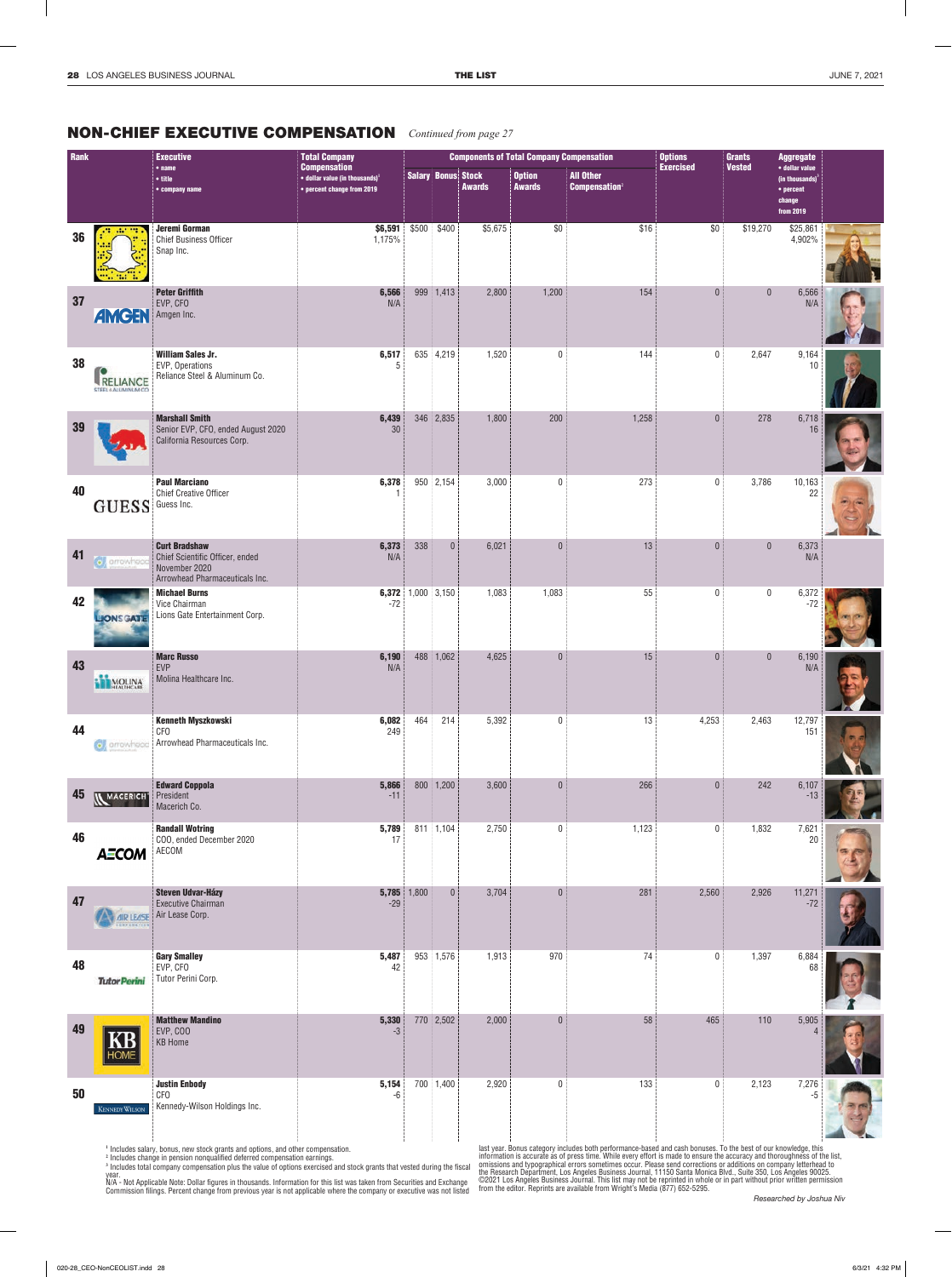## NON-CHIEF EXECUTIVE COMPENSATION *Continued from page 27*

| Rank | Executive • name • title • company name | Total Company Compensation • dollar value (in thousands)[1] • percent change from 2019 | Components of Total Company Compensation | | | | | Options Exercised | Grants Vested | Aggregate • dollar value (in thousands)[3] • percent change from 2019 |
|---|---|---|---|---|---|---|---|---|---|---|
| | | | Salary | Bonus | Stock Awards | Option Awards | All Other Compensation[2] | | | |
| 36 | **Jeremi Gorman** Chief Business Officer Snap Inc. | **$6,591** 1,175% | $500 | $400 | $5,675 | $0 | $16 | $0 | $19,270 | $25,861 4,902% |
| 37 | **Peter Griffith** EVP, CFO Amgen Inc. | **6,566** N/A | 999 | 1,413 | 2,800 | 1,200 | 154 | 0 | 0 | 6,566 N/A |
| 38 | **William Sales Jr.** EVP, Operations Reliance Steel & Aluminum Co. | **6,517** 5 | 635 | 4,219 | 1,520 | 0 | 144 | 0 | 2,647 | 9,164 10 |
| 39 | **Marshall Smith** Senior EVP, CFO, ended August 2020 California Resources Corp. | **6,439** 30 | 346 | 2,835 | 1,800 | 200 | 1,258 | 0 | 278 | 6,718 16 |
| 40 | **Paul Marciano** Chief Creative Officer Guess Inc. | **6,378** 1 | 950 | 2,154 | 3,000 | 0 | 273 | 0 | 3,786 | 10,163 22 |
| 41 | **Curt Bradshaw** Chief Scientific Officer, ended November 2020 Arrowhead Pharmaceuticals Inc. | **6,373** N/A | 338 | 0 | 6,021 | 0 | 13 | 0 | 0 | 6,373 N/A |
| 42 | **Michael Burns** Vice Chairman Lions Gate Entertainment Corp. | **6,372** -72 | 1,000 | 3,150 | 1,083 | 1,083 | 55 | 0 | 0 | 6,372 -72 |
| 43 | **Marc Russo** EVP Molina Healthcare Inc. | **6,190** N/A | 488 | 1,062 | 4,625 | 0 | 15 | 0 | 0 | 6,190 N/A |
| 44 | **Kenneth Myszkowski** CFO Arrowhead Pharmaceuticals Inc. | **6,082** 249 | 464 | 214 | 5,392 | 0 | 13 | 4,253 | 2,463 | 12,797 151 |
| 45 | **Edward Coppola** President Macerich Co. | **5,866** -11 | 800 | 1,200 | 3,600 | 0 | 266 | 0 | 242 | 6,107 -13 |
| 46 | **Randall Wotring** COO, ended December 2020 AECOM | **5,789** 17 | 811 | 1,104 | 2,750 | 0 | 1,123 | 0 | 1,832 | 7,621 20 |
| 47 | **Steven Udvar-Házy** Executive Chairman Air Lease Corp. | **5,785** -29 | 1,800 | 0 | 3,704 | 0 | 281 | 2,560 | 2,926 | 11,271 -72 |
| 48 | **Gary Smalley** EVP, CFO Tutor Perini Corp. | **5,487** 42 | 953 | 1,576 | 1,913 | 970 | 74 | 0 | 1,397 | 6,884 68 |
| 49 | **Matthew Mandino** EVP, COO KB Home | **5,330** -3 | 770 | 2,502 | 2,000 | 0 | 58 | 465 | 110 | 5,905 4 |
| 50 | **Justin Enbody** CFO Kennedy-Wilson Holdings Inc. | **5,154** -6 | 700 | 1,400 | 2,920 | 0 | 133 | 0 | 2,123 | 7,276 -5 |

[1] Includes salary, bonus, new stock grants and options, and other compensation.
[2] Includes change in pension nonqualified deferred compensation earnings.
[3] Includes total company compensation plus the value of options exercised and stock grants that vested during the fiscal year.
N/A - Not Applicable Note: Dollar figures in thousands. Information for this list was taken from Securities and Exchange Commission filings. Percent change from previous year is not applicable where the company or executive was not listed last year. Bonus category includes both performance-based and cash bonuses. To the best of our knowledge, this information is accurate as of press time. While every effort is made to ensure the accuracy and thoroughness of the list, omissions and typographical errors sometimes occur. Please send corrections or additions on company letterhead to the Research Department, Los Angeles Business Journal, 11150 Santa Monica Blvd., Suite 350, Los Angeles 90025. ©2021 Los Angeles Business Journal. This list may not be reprinted in whole or in part without prior written permission from the editor. Reprints are available from Wright's Media (877) 652-5295.

*Researched by Joshua Niv*